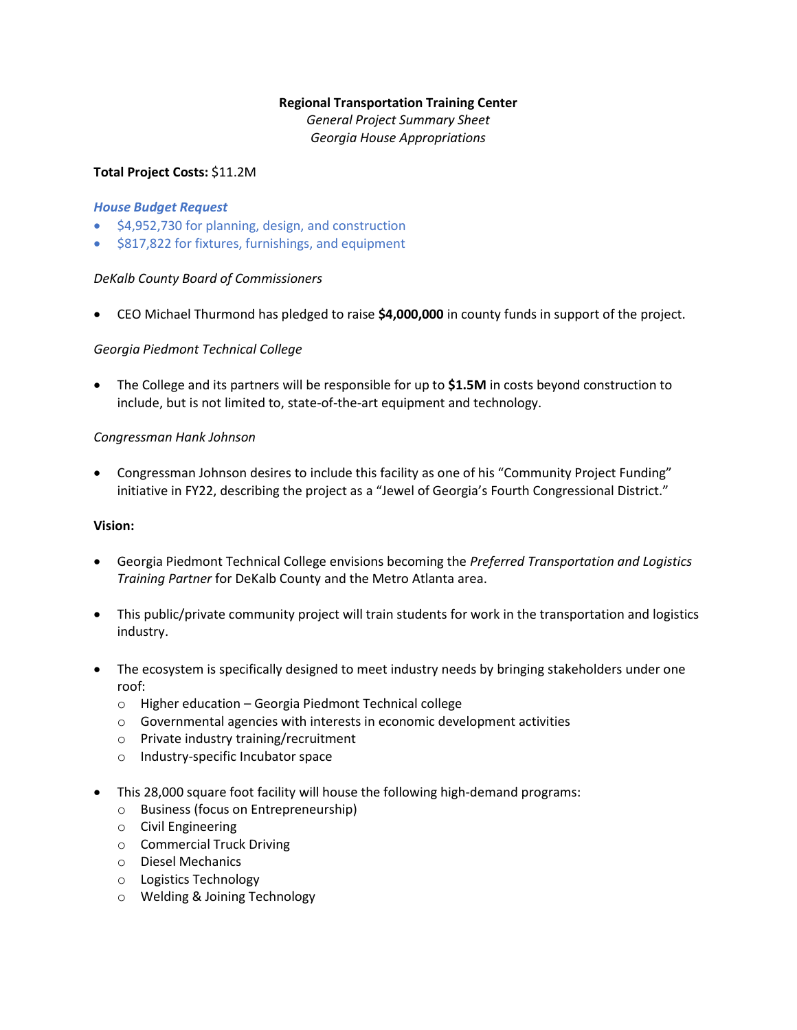**Regional Transportation Training Center**

*General Project Summary Sheet*

*Georgia House Appropriations*

**Total Project Costs:** $11.2M

***House Budget Request***

- $4,952,730 for planning, design, and construction
- $817,822 for fixtures, furnishings, and equipment

*DeKalb County Board of Commissioners*

- CEO Michael Thurmond has pledged to raise **$4,000,000** in county funds in support of the project.

*Georgia Piedmont Technical College*

- The College and its partners will be responsible for up to **$1.5M** in costs beyond construction to include, but is not limited to, state-of-the-art equipment and technology.

*Congressman Hank Johnson*

- Congressman Johnson desires to include this facility as one of his "Community Project Funding" initiative in FY22, describing the project as a "Jewel of Georgia's Fourth Congressional District."

**Vision:**

- Georgia Piedmont Technical College envisions becoming the *Preferred Transportation and Logistics Training Partner* for DeKalb County and the Metro Atlanta area.

- This public/private community project will train students for work in the transportation and logistics industry.

- The ecosystem is specifically designed to meet industry needs by bringing stakeholders under one roof:
  - Higher education – Georgia Piedmont Technical college
  - Governmental agencies with interests in economic development activities
  - Private industry training/recruitment
  - Industry-specific Incubator space

- This 28,000 square foot facility will house the following high-demand programs:
  - Business (focus on Entrepreneurship)
  - Civil Engineering
  - Commercial Truck Driving
  - Diesel Mechanics
  - Logistics Technology
  - Welding & Joining Technology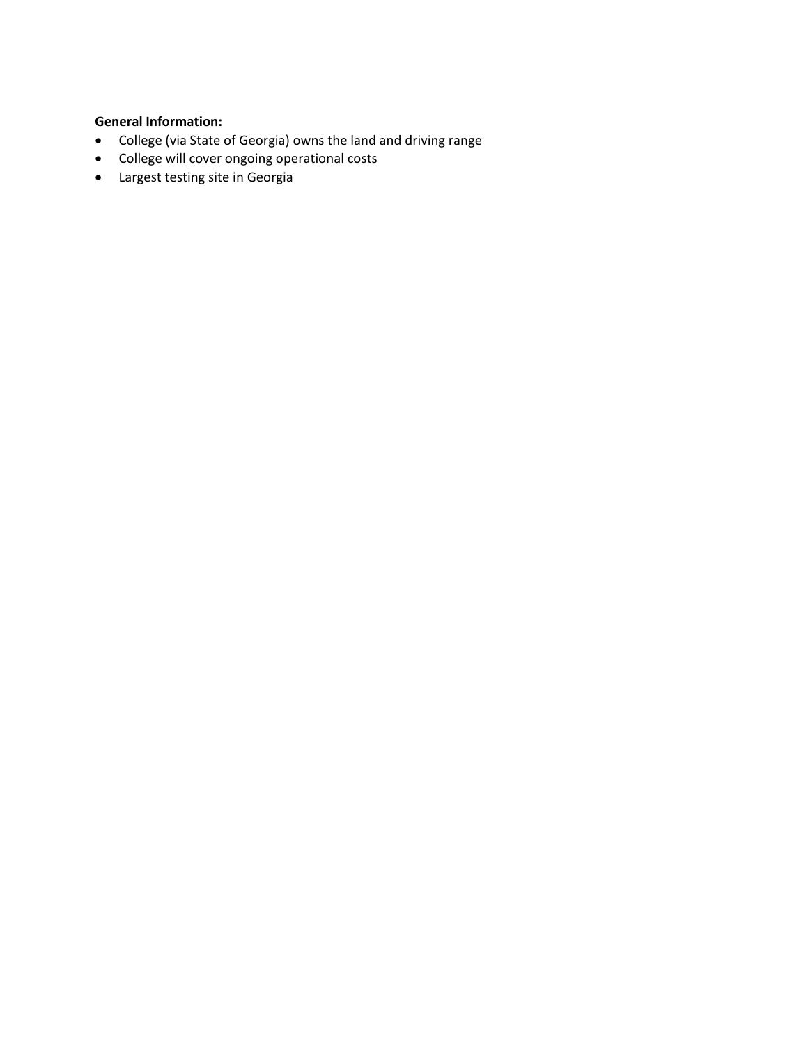**General Information:**

- College (via State of Georgia) owns the land and driving range
- College will cover ongoing operational costs
- Largest testing site in Georgia